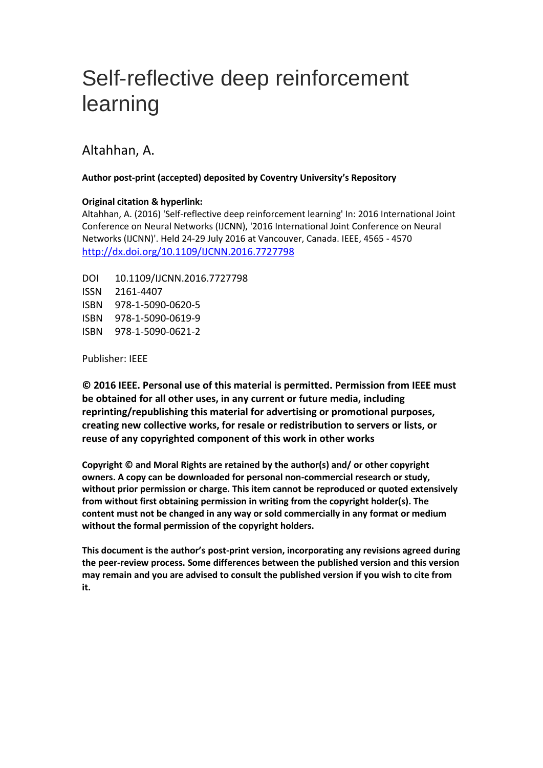# Self-reflective deep reinforcement learning

Altahhan, A.

**Author post-print (accepted) deposited by Coventry University's Repository**

**Original citation & hyperlink:**

Altahhan, A. (2016) 'Self-reflective deep reinforcement learning' In: 2016 International Joint Conference on Neural Networks (IJCNN), '2016 International Joint Conference on Neural Networks (IJCNN)'. Held 24-29 July 2016 at Vancouver, Canada. IEEE, 4565 - 4570

http://dx.doi.org/10.1109/IJCNN.2016.7727798

DOI 10.1109/IJCNN.2016.7727798
ISSN 2161-4407
ISBN 978-1-5090-0620-5
ISBN 978-1-5090-0619-9
ISBN 978-1-5090-0621-2

Publisher: IEEE

**© 2016 IEEE. Personal use of this material is permitted. Permission from IEEE must be obtained for all other uses, in any current or future media, including reprinting/republishing this material for advertising or promotional purposes, creating new collective works, for resale or redistribution to servers or lists, or reuse of any copyrighted component of this work in other works**

**Copyright © and Moral Rights are retained by the author(s) and/ or other copyright owners. A copy can be downloaded for personal non-commercial research or study, without prior permission or charge. This item cannot be reproduced or quoted extensively from without first obtaining permission in writing from the copyright holder(s). The content must not be changed in any way or sold commercially in any format or medium without the formal permission of the copyright holders.**

**This document is the author's post-print version, incorporating any revisions agreed during the peer-review process. Some differences between the published version and this version may remain and you are advised to consult the published version if you wish to cite from it.**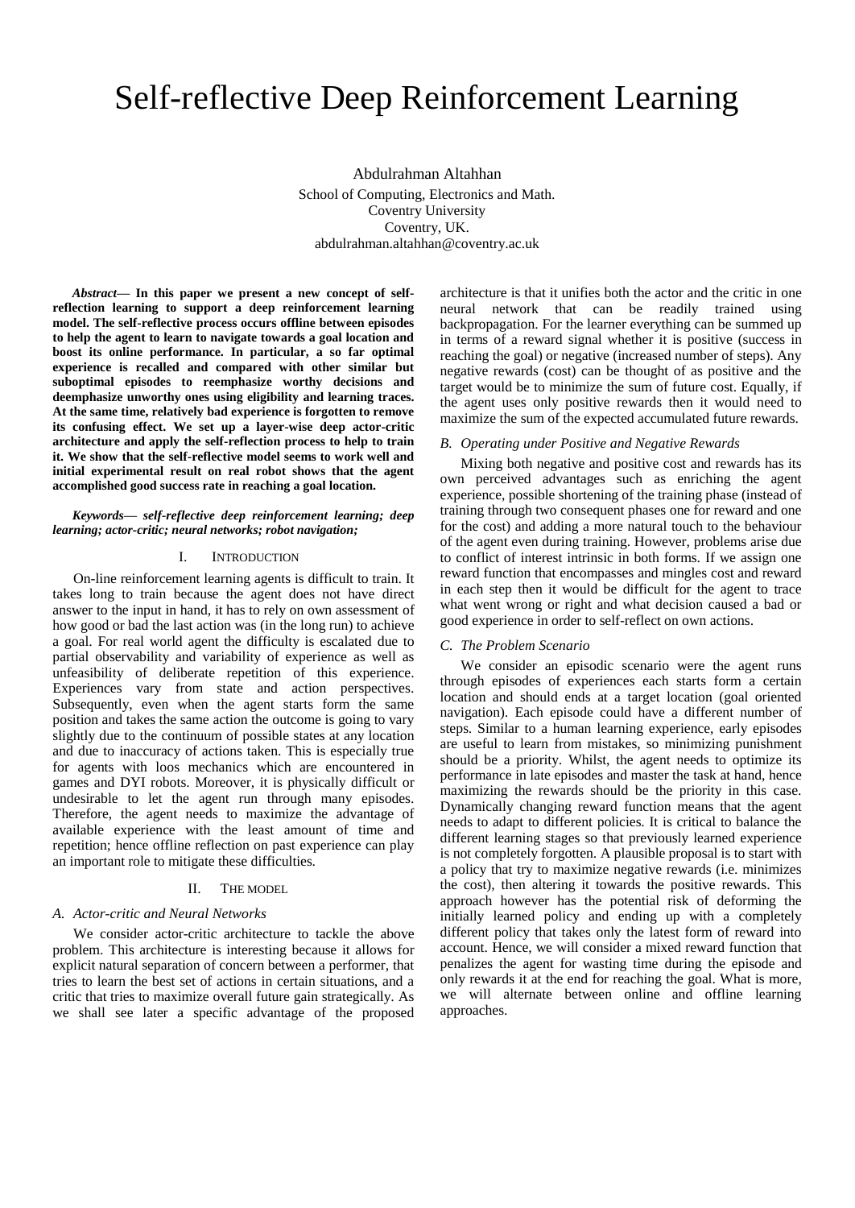# Self-reflective Deep Reinforcement Learning

Abdulrahman Altahhan
School of Computing, Electronics and Math.
Coventry University
Coventry, UK.
abdulrahman.altahhan@coventry.ac.uk

***Abstract*— In this paper we present a new concept of self-reflection learning to support a deep reinforcement learning model. The self-reflective process occurs offline between episodes to help the agent to learn to navigate towards a goal location and boost its online performance. In particular, a so far optimal experience is recalled and compared with other similar but suboptimal episodes to reemphasize worthy decisions and deemphasize unworthy ones using eligibility and learning traces. At the same time, relatively bad experience is forgotten to remove its confusing effect. We set up a layer-wise deep actor-critic architecture and apply the self-reflection process to help to train it. We show that the self-reflective model seems to work well and initial experimental result on real robot shows that the agent accomplished good success rate in reaching a goal location.**

***Keywords— self-reflective deep reinforcement learning; deep learning; actor-critic; neural networks; robot navigation;***

## I. Introduction

On-line reinforcement learning agents is difficult to train. It takes long to train because the agent does not have direct answer to the input in hand, it has to rely on own assessment of how good or bad the last action was (in the long run) to achieve a goal. For real world agent the difficulty is escalated due to partial observability and variability of experience as well as unfeasibility of deliberate repetition of this experience. Experiences vary from state and action perspectives. Subsequently, even when the agent starts form the same position and takes the same action the outcome is going to vary slightly due to the continuum of possible states at any location and due to inaccuracy of actions taken. This is especially true for agents with loos mechanics which are encountered in games and DYI robots. Moreover, it is physically difficult or undesirable to let the agent run through many episodes. Therefore, the agent needs to maximize the advantage of available experience with the least amount of time and repetition; hence offline reflection on past experience can play an important role to mitigate these difficulties.

## II. The Model

### *A. Actor-critic and Neural Networks*

We consider actor-critic architecture to tackle the above problem. This architecture is interesting because it allows for explicit natural separation of concern between a performer, that tries to learn the best set of actions in certain situations, and a critic that tries to maximize overall future gain strategically. As we shall see later a specific advantage of the proposed architecture is that it unifies both the actor and the critic in one neural network that can be readily trained using backpropagation. For the learner everything can be summed up in terms of a reward signal whether it is positive (success in reaching the goal) or negative (increased number of steps). Any negative rewards (cost) can be thought of as positive and the target would be to minimize the sum of future cost. Equally, if the agent uses only positive rewards then it would need to maximize the sum of the expected accumulated future rewards.

### *B. Operating under Positive and Negative Rewards*

Mixing both negative and positive cost and rewards has its own perceived advantages such as enriching the agent experience, possible shortening of the training phase (instead of training through two consequent phases one for reward and one for the cost) and adding a more natural touch to the behaviour of the agent even during training. However, problems arise due to conflict of interest intrinsic in both forms. If we assign one reward function that encompasses and mingles cost and reward in each step then it would be difficult for the agent to trace what went wrong or right and what decision caused a bad or good experience in order to self-reflect on own actions.

### *C. The Problem Scenario*

We consider an episodic scenario were the agent runs through episodes of experiences each starts form a certain location and should ends at a target location (goal oriented navigation). Each episode could have a different number of steps. Similar to a human learning experience, early episodes are useful to learn from mistakes, so minimizing punishment should be a priority. Whilst, the agent needs to optimize its performance in late episodes and master the task at hand, hence maximizing the rewards should be the priority in this case. Dynamically changing reward function means that the agent needs to adapt to different policies. It is critical to balance the different learning stages so that previously learned experience is not completely forgotten. A plausible proposal is to start with a policy that try to maximize negative rewards (i.e. minimizes the cost), then altering it towards the positive rewards. This approach however has the potential risk of deforming the initially learned policy and ending up with a completely different policy that takes only the latest form of reward into account. Hence, we will consider a mixed reward function that penalizes the agent for wasting time during the episode and only rewards it at the end for reaching the goal. What is more, we will alternate between online and offline learning approaches.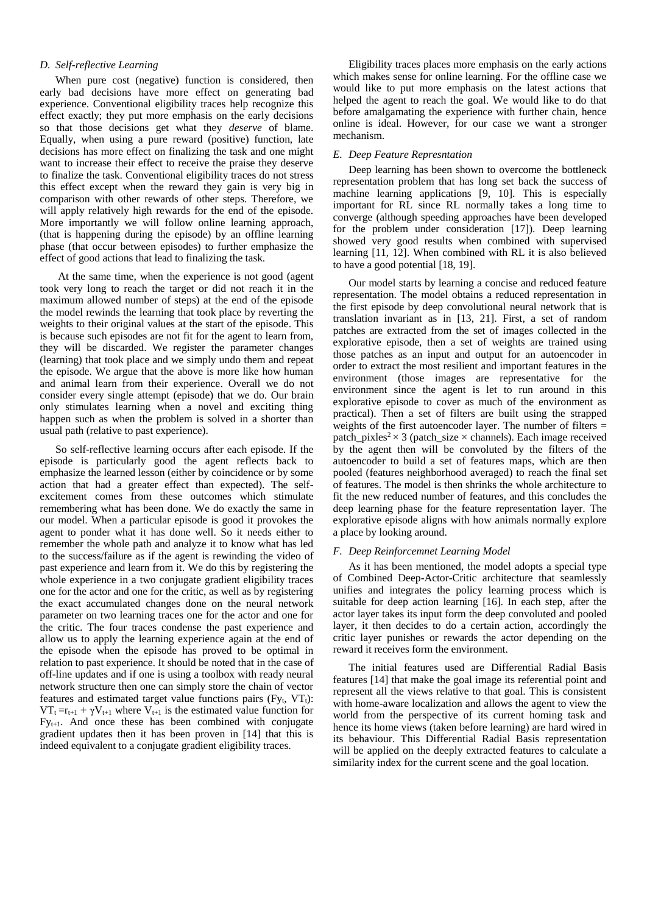### D. Self-reflective Learning

When pure cost (negative) function is considered, then early bad decisions have more effect on generating bad experience. Conventional eligibility traces help recognize this effect exactly; they put more emphasis on the early decisions so that those decisions get what they *deserve* of blame. Equally, when using a pure reward (positive) function, late decisions has more effect on finalizing the task and one might want to increase their effect to receive the praise they deserve to finalize the task. Conventional eligibility traces do not stress this effect except when the reward they gain is very big in comparison with other rewards of other steps. Therefore, we will apply relatively high rewards for the end of the episode. More importantly we will follow online learning approach, (that is happening during the episode) by an offline learning phase (that occur between episodes) to further emphasize the effect of good actions that lead to finalizing the task.

At the same time, when the experience is not good (agent took very long to reach the target or did not reach it in the maximum allowed number of steps) at the end of the episode the model rewinds the learning that took place by reverting the weights to their original values at the start of the episode. This is because such episodes are not fit for the agent to learn from, they will be discarded. We register the parameter changes (learning) that took place and we simply undo them and repeat the episode. We argue that the above is more like how human and animal learn from their experience. Overall we do not consider every single attempt (episode) that we do. Our brain only stimulates learning when a novel and exciting thing happen such as when the problem is solved in a shorter than usual path (relative to past experience).

So self-reflective learning occurs after each episode. If the episode is particularly good the agent reflects back to emphasize the learned lesson (either by coincidence or by some action that had a greater effect than expected). The self-excitement comes from these outcomes which stimulate remembering what has been done. We do exactly the same in our model. When a particular episode is good it provokes the agent to ponder what it has done well. So it needs either to remember the whole path and analyze it to know what has led to the success/failure as if the agent is rewinding the video of past experience and learn from it. We do this by registering the whole experience in a two conjugate gradient eligibility traces one for the actor and one for the critic, as well as by registering the exact accumulated changes done on the neural network parameter on two learning traces one for the actor and one for the critic. The four traces condense the past experience and allow us to apply the learning experience again at the end of the episode when the episode has proved to be optimal in relation to past experience. It should be noted that in the case of off-line updates and if one is using a toolbox with ready neural network structure then one can simply store the chain of vector features and estimated target value functions pairs ($Fy_t$, $VT_t$): $VT_t = r_{t+1} + \gamma V_{t+1}$ where $V_{t+1}$ is the estimated value function for $Fy_{t+1}$. And once these has been combined with conjugate gradient updates then it has been proven in [14] that this is indeed equivalent to a conjugate gradient eligibility traces.

Eligibility traces places more emphasis on the early actions which makes sense for online learning. For the offline case we would like to put more emphasis on the latest actions that helped the agent to reach the goal. We would like to do that before amalgamating the experience with further chain, hence online is ideal. However, for our case we want a stronger mechanism.

### E. Deep Feature Represntation

Deep learning has been shown to overcome the bottleneck representation problem that has long set back the success of machine learning applications [9, 10]. This is especially important for RL since RL normally takes a long time to converge (although speeding approaches have been developed for the problem under consideration [17]). Deep learning showed very good results when combined with supervised learning [11, 12]. When combined with RL it is also believed to have a good potential [18, 19].

Our model starts by learning a concise and reduced feature representation. The model obtains a reduced representation in the first episode by deep convolutional neural network that is translation invariant as in [13, 21]. First, a set of random patches are extracted from the set of images collected in the explorative episode, then a set of weights are trained using those patches as an input and output for an autoencoder in order to extract the most resilient and important features in the environment (those images are representative for the environment since the agent is let to run around in this explorative episode to cover as much of the environment as practical). Then a set of filters are built using the strapped weights of the first autoencoder layer. The number of filters = patch_pixles$^2 \times 3$ (patch_size × channels). Each image received by the agent then will be convoluted by the filters of the autoencoder to build a set of features maps, which are then pooled (features neighborhood averaged) to reach the final set of features. The model is then shrinks the whole architecture to fit the new reduced number of features, and this concludes the deep learning phase for the feature representation layer. The explorative episode aligns with how animals normally explore a place by looking around.

### F. Deep Reinforcemnet Learning Model

As it has been mentioned, the model adopts a special type of Combined Deep-Actor-Critic architecture that seamlessly unifies and integrates the policy learning process which is suitable for deep action learning [16]. In each step, after the actor layer takes its input form the deep convoluted and pooled layer, it then decides to do a certain action, accordingly the critic layer punishes or rewards the actor depending on the reward it receives form the environment.

The initial features used are Differential Radial Basis features [14] that make the goal image its referential point and represent all the views relative to that goal. This is consistent with home-aware localization and allows the agent to view the world from the perspective of its current homing task and hence its home views (taken before learning) are hard wired in its behaviour. This Differential Radial Basis representation will be applied on the deeply extracted features to calculate a similarity index for the current scene and the goal location.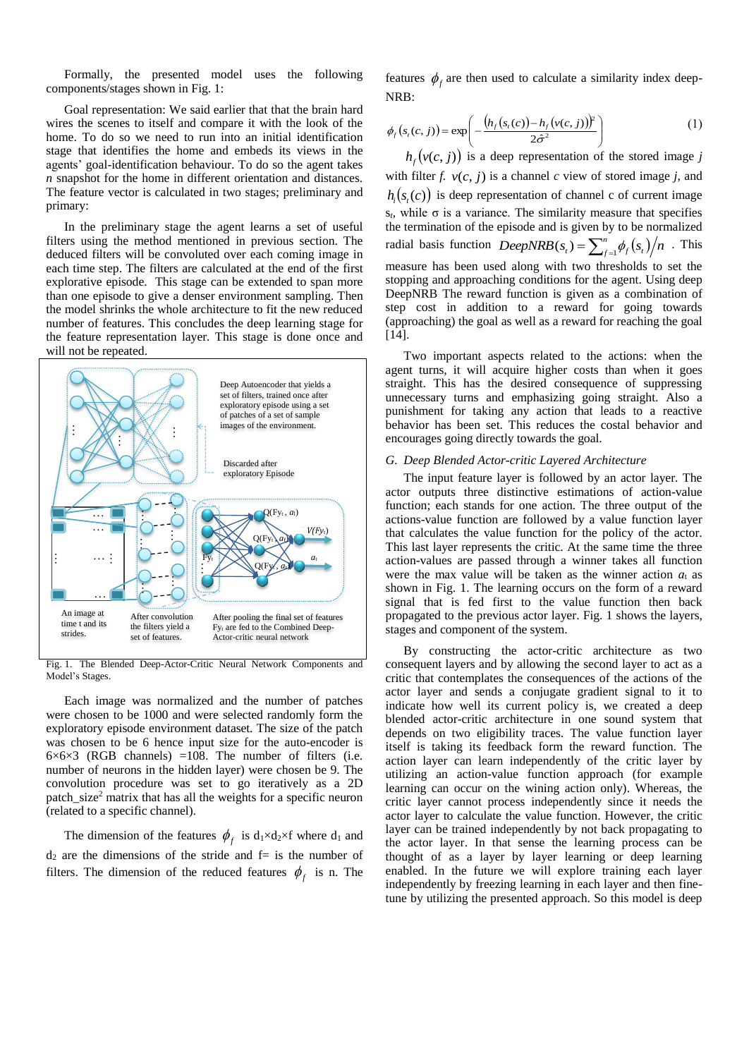Formally, the presented model uses the following components/stages shown in Fig. 1:

Goal representation: We said earlier that that the brain hard wires the scenes to itself and compare it with the look of the home. To do so we need to run into an initial identification stage that identifies the home and embeds its views in the agents' goal-identification behaviour. To do so the agent takes *n* snapshot for the home in different orientation and distances. The feature vector is calculated in two stages; preliminary and primary:

In the preliminary stage the agent learns a set of useful filters using the method mentioned in previous section. The deduced filters will be convoluted over each coming image in each time step. The filters are calculated at the end of the first explorative episode. This stage can be extended to span more than one episode to give a denser environment sampling. Then the model shrinks the whole architecture to fit the new reduced number of features. This concludes the deep learning stage for the feature representation layer. This stage is done once and will not be repeated.

Deep Autoencoder that yields a set of filters, trained once after exploratory episode using a set of patches of a set of sample images of the environment.

Discarded after exploratory Episode

$Q(Fy_t, a_1)$

$V(Fy_t)$

$Q(Fy_t, a_2)$

$Fy_t$

$a_t$

$Q(Fy_t, a_3)$

An image at time t and its strides.

After convolution the filters yield a set of features.

After pooling the final set of features $Fy_t$ are fed to the Combined Deep-Actor-critic neural network

Fig. 1. The Blended Deep-Actor-Critic Neural Network Components and Model's Stages.

Each image was normalized and the number of patches were chosen to be 1000 and were selected randomly form the exploratory episode environment dataset. The size of the patch was chosen to be 6 hence input size for the auto-encoder is 6×6×3 (RGB channels) =108. The number of filters (i.e. number of neurons in the hidden layer) were chosen be 9. The convolution procedure was set to go iteratively as a 2D patch_size$^2$ matrix that has all the weights for a specific neuron (related to a specific channel).

The dimension of the features $\phi_f$ is $d_1 \times d_2 \times f$ where $d_1$ and $d_2$ are the dimensions of the stride and f= is the number of filters. The dimension of the reduced features $\phi_f$ is n. The features $\phi_f$ are then used to calculate a similarity index deep-NRB:

$$\phi_f(s_t(c, j)) = \exp\left(-\frac{\left(h_f(s_t(c)) - h_f(v(c, j))\right)^2}{2\hat{\sigma}^2}\right) \quad (1)$$

$h_f(v(c, j))$ is a deep representation of the stored image *j* with filter *f*. $v(c, j)$ is a channel *c* view of stored image *j*, and $h_i(s_t(c))$ is deep representation of channel c of current image $s_t$, while σ is a variance. The similarity measure that specifies the termination of the episode and is given by to be normalized radial basis function $DeepNRB(s_t) = \sum_{f=1}^{n} \phi_f(s_t) / n$. This measure has been used along with two thresholds to set the stopping and approaching conditions for the agent. Using deep DeepNRB The reward function is given as a combination of step cost in addition to a reward for going towards (approaching) the goal as well as a reward for reaching the goal [14].

Two important aspects related to the actions: when the agent turns, it will acquire higher costs than when it goes straight. This has the desired consequence of suppressing unnecessary turns and emphasizing going straight. Also a punishment for taking any action that leads to a reactive behavior has been set. This reduces the costal behavior and encourages going directly towards the goal.

### *G. Deep Blended Actor-critic Layered Architecture*

The input feature layer is followed by an actor layer. The actor outputs three distinctive estimations of action-value function; each stands for one action. The three output of the actions-value function are followed by a value function layer that calculates the value function for the policy of the actor. This last layer represents the critic. At the same time the three action-values are passed through a winner takes all function were the max value will be taken as the winner action $a_t$ as shown in Fig. 1. The learning occurs on the form of a reward signal that is fed first to the value function then back propagated to the previous actor layer. Fig. 1 shows the layers, stages and component of the system.

By constructing the actor-critic architecture as two consequent layers and by allowing the second layer to act as a critic that contemplates the consequences of the actions of the actor layer and sends a conjugate gradient signal to it to indicate how well its current policy is, we created a deep blended actor-critic architecture in one sound system that depends on two eligibility traces. The value function layer itself is taking its feedback form the reward function. The action layer can learn independently of the critic layer by utilizing an action-value function approach (for example learning can occur on the wining action only). Whereas, the critic layer cannot process independently since it needs the actor layer to calculate the value function. However, the critic layer can be trained independently by not back propagating to the actor layer. In that sense the learning process can be thought of as a layer by layer learning or deep learning enabled. In the future we will explore training each layer independently by freezing learning in each layer and then fine-tune by utilizing the presented approach. So this model is deep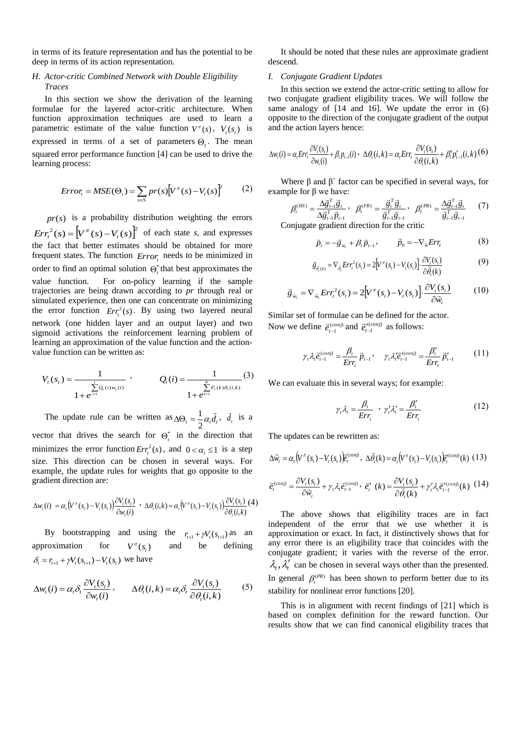in terms of its feature representation and has the potential to be deep in terms of its action representation.

### H. Actor-critic Combined Network with Double Eligibility Traces

In this section we show the derivation of the learning formulae for the layered actor-critic architecture. When function approximation techniques are used to learn a parametric estimate of the value function $V^{\pi}(s)$, $V_t(s_t)$ is expressed in terms of a set of parameters $\Theta_t$. The mean squared error performance function [4] can be used to drive the learning process:

$$Error_t = MSE(\Theta_t) = \sum_{s \in S} pr(s)\left[V^{\pi}(s) - V_t(s)\right]^2 \qquad (2)$$

$pr(s)$ is a probability distribution weighting the errors $Err_t^2(s) = \left[V^{\pi}(s) - V_t(s)\right]^2$ of each state *s*, and expresses the fact that better estimates should be obtained for more frequent states. The function $Error_t$ needs to be minimized in order to find an optimal solution $\Theta_t^*$ that best approximates the value function. For on-policy learning if the sample trajectories are being drawn according to *pr* through real or simulated experience, then one can concentrate on minimizing the error function $Err_t^2(s)$. By using two layered neural network (one hidden layer and an output layer) and two sigmoid activations the reinforcement learning problem of learning an approximation of the value function and the action-value function can be written as:

$$V_t(s_t) = \frac{1}{1 + e^{\sum_{i=1}^{I} Q_t(i) w_t(i)}}, \qquad Q_t(i) = \frac{1}{1 + e^{\sum_{k=1}^{K} F_t(k)\theta_t(i,k)}} \qquad (3)$$

The update rule can be written as $\Delta\Theta_t = \frac{1}{2}\alpha_t \vec{d}_t$, $\vec{d}_t$ is a vector that drives the search for $\Theta_t^*$ in the direction that minimizes the error function $Err_t^2(s)$, and $0 < \alpha_t \le 1$ is a step size. This direction can be chosen in several ways. For example, the update rules for weights that go opposite to the gradient direction are:

$$\Delta w_t(i) = \alpha_t\left(V^{\pi}(s_t) - V_t(s_t)\right)\frac{\partial V_t(s_t)}{\partial w_t(i)}, \quad \Delta\theta_t(i,k) = \alpha_t\left(V^{\pi}(s_t) - V_t(s_t)\right)\frac{\partial V_t(s_t)}{\partial \theta_t(i,k)} \qquad (4)$$

By bootstrapping and using the $r_{t+1} + \gamma V_t(s_{t+1})$ as an approximation for $V^{\pi}(s_t)$ and be defining $\delta_t = r_{t+1} + \gamma V_t(s_{t+1}) - V_t(s_t)$ we have

$$\Delta w_t(i) = \alpha_t \delta_t \frac{\partial V_t(s_t)}{\partial w_t(i)}, \qquad \Delta\theta_t(i,k) = \alpha_t \delta_t \frac{\partial V_t(s_t)}{\partial \theta_t(i,k)} \qquad (5)$$

It should be noted that these rules are approximate gradient descend.

### I. Conjugate Gradient Updates

In this section we extend the actor-critic setting to allow for two conjugate gradient eligibility traces. We will follow the same analogy of [14 and 16]. We update the error in (6) opposite to the direction of the conjugate gradient of the output and the action layers hence:

$$\Delta w_t(i) = \alpha_t Err_t \frac{\partial V_t(s_t)}{\partial w_t(i)} + \beta_t p_{t-1}(i), \quad \Delta\theta_t(i,k) = \alpha_t Err_t \frac{\partial V_t(s_t)}{\partial \theta_t(i,k)} + \beta_t' p_{t-1}'(i,k) \qquad (6)$$

Where β and β` factor can be specified in several ways, for example for β we have:

$$\beta_t^{(HS)} = \frac{\Delta\vec{g}_{t-1}^T \vec{g}_t}{\Delta\vec{g}_{t-1}^T \vec{p}_{t-1}}, \quad \beta_t^{(FR)} = \frac{\vec{g}_t^T \vec{g}_t}{\vec{g}_{t-1}^T \vec{g}_{t-1}}, \quad \beta_t^{(PR)} = \frac{\Delta\vec{g}_{t-1}^T \vec{g}_t}{\vec{g}_{t-1}^T \vec{g}_{t-1}} \qquad (7)$$

Conjugate gradient direction for the critic

$$\vec{p}_t = -\vec{g}_{w_t} + \beta_t \vec{p}_{t-1}, \qquad \vec{p}_0 = -\nabla_w Err_t \qquad (8)$$

$$\vec{g}_{\vec{\theta}_t(k)} = \nabla_{\vec{\theta}_t} Err_t^2(s_t) = 2\left[V^{\pi}(s_t) - V_t(s_t)\right]\cdot\frac{\partial V_t(s_t)}{\partial \vec{\theta}_t(k)} \qquad (9)$$

$$\vec{g}_{w_t} = \nabla_{\vec{w}_t} Err_t^2(s_t) = 2\left[V^{\pi}(s_t) - V_t(s_t)\right]\cdot\frac{\partial V_t(s_t)}{\partial \vec{w}_t} \qquad (10)$$

Similar set of formulae can be defined for the actor.

Now we define $\vec{e}_{t-1}^{\,(conj)}$ and $\vec{e}_{t-1}^{\,\prime(conj)}$ as follows:

$$\gamma_t \lambda_t \vec{e}_{t-1}^{\,(conj)} = \frac{\beta_t}{Err_t}\vec{p}_{t-1}, \quad \gamma_t \lambda_t' \vec{e}_{t-1}^{\,\prime(conj)} = \frac{\beta_t'}{Err_t}\vec{p}_{t-1}' \qquad (11)$$

We can evaluate this in several ways; for example:

$$\gamma_t \lambda_t = \frac{\beta_t}{Err_t}, \quad \gamma_t' \lambda_t' = \frac{\beta_t'}{Err_t} \qquad (12)$$

The updates can be rewritten as:

$$\Delta\vec{w}_t = \alpha_t\left(V^{\pi}(s_t) - V_t(s_t)\right)\vec{e}_t^{\,(conj)}, \quad \Delta\vec{\theta}_t(k) = \alpha_t\left(V^{\pi}(s_t) - V_t(s_t)\right)\vec{e}_t^{\,\prime(conj)}(k) \qquad (13)$$

$$\vec{e}_t^{\,(conj)} = \frac{\partial V_t(s_t)}{\partial \vec{w}_t} + \gamma_t \lambda_t \vec{e}_{t-1}^{\,(conj)}, \quad \vec{e}_t^{\,\prime}(k) = \frac{\partial V_t(s_t)}{\partial \vec{\theta}_t(k)} + \gamma_t' \lambda_t \vec{e}_{t-1}^{\,\prime(conj)}(k) \qquad (14)$$

The above shows that eligibility traces are in fact independent of the error that we use whether it is approximation or exact. In fact, it distinctively shows that for any error there is an eligibility trace that coincides with the conjugate gradient; it varies with the reverse of the error. $\lambda_t, \lambda_t'$ can be chosen in several ways other than the presented. In general $\beta_t^{(PR)}$ has been shown to perform better due to its stability for nonlinear error functions [20].

This is in alignment with recent findings of [21] which is based on complex definition for the reward function. Our results show that we can find canonical eligibility traces that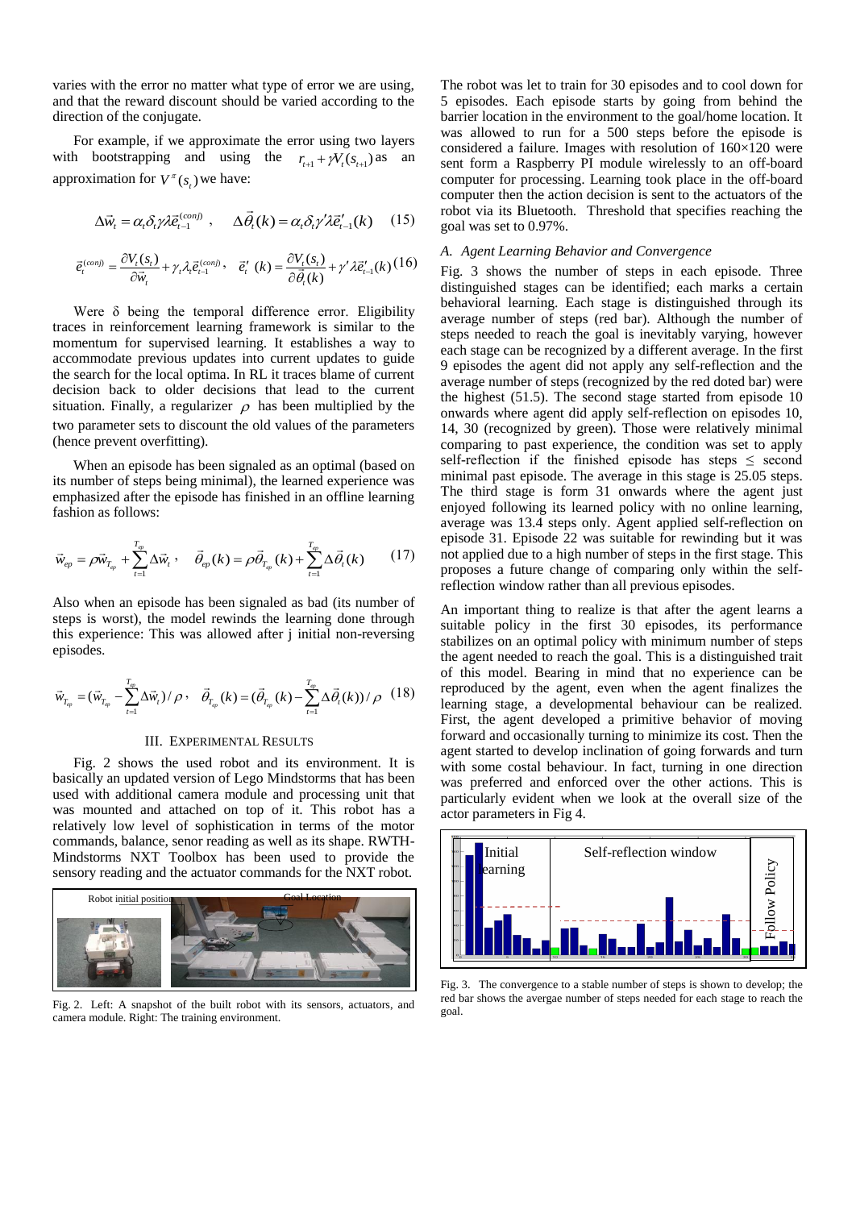varies with the error no matter what type of error we are using, and that the reward discount should be varied according to the direction of the conjugate.

For example, if we approximate the error using two layers with bootstrapping and using the $r_{t+1} + \gamma V_t(s_{t+1})$ as an approximation for $V^{\pi}(s_t)$ we have:

$$\Delta\vec{w}_t = \alpha_t \delta_t \gamma \lambda \vec{e}_{t-1}^{(conj)} \, , \quad \Delta\vec{\theta}_t(k) = \alpha_t \delta_t \gamma' \lambda \vec{e}'_{t-1}(k) \quad (15)$$

$$\vec{e}_t^{(conj)} = \frac{\partial V_t(s_t)}{\partial \vec{w}_t} + \gamma_t \lambda_t \vec{e}_{t-1}^{(conj)} \, , \quad \vec{e}'_t(k) = \frac{\partial V_t(s_t)}{\partial \vec{\theta}_t(k)} + \gamma' \lambda \vec{e}'_{t-1}(k) \quad (16)$$

Were δ being the temporal difference error. Eligibility traces in reinforcement learning framework is similar to the momentum for supervised learning. It establishes a way to accommodate previous updates into current updates to guide the search for the local optima. In RL it traces blame of current decision back to older decisions that lead to the current situation. Finally, a regularizer $\rho$ has been multiplied by the two parameter sets to discount the old values of the parameters (hence prevent overfitting).

When an episode has been signaled as an optimal (based on its number of steps being minimal), the learned experience was emphasized after the episode has finished in an offline learning fashion as follows:

$$\vec{w}_{ep} = \rho \vec{w}_{T_{ep}} + \sum_{t=1}^{T_{ep}} \Delta\vec{w}_t \, , \quad \vec{\theta}_{ep}(k) = \rho \vec{\theta}_{T_{ep}}(k) + \sum_{t=1}^{T_{ep}} \Delta\vec{\theta}_t(k) \quad (17)$$

Also when an episode has been signaled as bad (its number of steps is worst), the model rewinds the learning done through this experience: This was allowed after j initial non-reversing episodes.

$$\vec{w}_{T_{ep}} = (\vec{w}_{T_{ep}} - \sum_{t=1}^{T_{ep}} \Delta\vec{w}_t) / \rho \, , \quad \vec{\theta}_{T_{ep}}(k) = (\vec{\theta}_{T_{ep}}(k) - \sum_{t=1}^{T_{ep}} \Delta\vec{\theta}_t(k)) / \rho \quad (18)$$

## III. Experimental Results

Fig. 2 shows the used robot and its environment. It is basically an updated version of Lego Mindstorms that has been used with additional camera module and processing unit that was mounted and attached on top of it. This robot has a relatively low level of sophistication in terms of the motor commands, balance, senor reading as well as its shape. RWTH-Mindstorms NXT Toolbox has been used to provide the sensory reading and the actuator commands for the NXT robot.

Fig. 2. Left: A snapshot of the built robot with its sensors, actuators, and camera module. Right: The training environment.

The robot was let to train for 30 episodes and to cool down for 5 episodes. Each episode starts by going from behind the barrier location in the environment to the goal/home location. It was allowed to run for a 500 steps before the episode is considered a failure. Images with resolution of 160×120 were sent form a Raspberry PI module wirelessly to an off-board computer for processing. Learning took place in the off-board computer then the action decision is sent to the actuators of the robot via its Bluetooth. Threshold that specifies reaching the goal was set to 0.97%.

### A. Agent Learning Behavior and Convergence

Fig. 3 shows the number of steps in each episode. Three distinguished stages can be identified; each marks a certain behavioral learning. Each stage is distinguished through its average number of steps (red bar). Although the number of steps needed to reach the goal is inevitably varying, however each stage can be recognized by a different average. In the first 9 episodes the agent did not apply any self-reflection and the average number of steps (recognized by the red doted bar) were the highest (51.5). The second stage started from episode 10 onwards where agent did apply self-reflection on episodes 10, 14, 30 (recognized by green). Those were relatively minimal comparing to past experience, the condition was set to apply self-reflection if the finished episode has steps ≤ second minimal past episode. The average in this stage is 25.05 steps. The third stage is form 31 onwards where the agent just enjoyed following its learned policy with no online learning, average was 13.4 steps only. Agent applied self-reflection on episode 31. Episode 22 was suitable for rewinding but it was not applied due to a high number of steps in the first stage. This proposes a future change of comparing only within the self-reflection window rather than all previous episodes.

An important thing to realize is that after the agent learns a suitable policy in the first 30 episodes, its performance stabilizes on an optimal policy with minimum number of steps the agent needed to reach the goal. This is a distinguished trait of this model. Bearing in mind that no experience can be reproduced by the agent, even when the agent finalizes the learning stage, a developmental behaviour can be realized. First, the agent developed a primitive behavior of moving forward and occasionally turning to minimize its cost. Then the agent started to develop inclination of going forwards and turn with some costal behaviour. In fact, turning in one direction was preferred and enforced over the other actions. This is particularly evident when we look at the overall size of the actor parameters in Fig 4.

Fig. 3. The convergence to a stable number of steps is shown to develop; the red bar shows the avergae number of steps needed for each stage to reach the goal.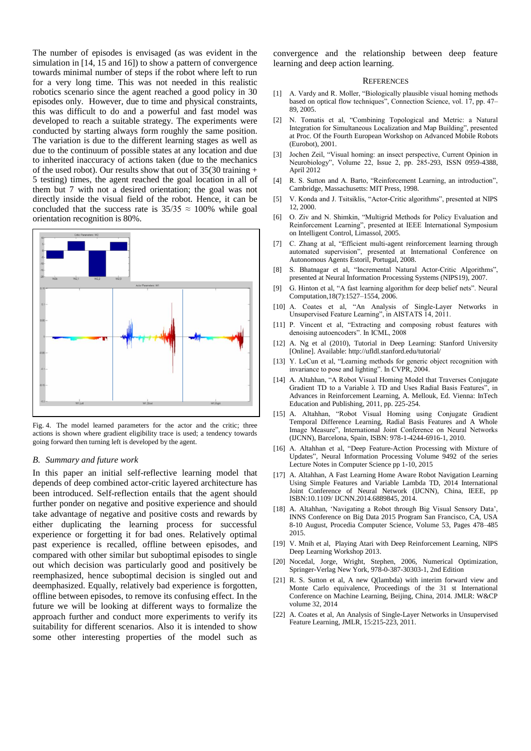The number of episodes is envisaged (as was evident in the simulation in [14, 15 and 16]) to show a pattern of convergence towards minimal number of steps if the robot where left to run for a very long time. This was not needed in this realistic robotics scenario since the agent reached a good policy in 30 episodes only. However, due to time and physical constraints, this was difficult to do and a powerful and fast model was developed to reach a suitable strategy. The experiments were conducted by starting always form roughly the same position. The variation is due to the different learning stages as well as due to the continuum of possible states at any location and due to inherited inaccuracy of actions taken (due to the mechanics of the used robot). Our results show that out of 35(30 training + 5 testing) times, the agent reached the goal location in all of them but 7 with not a desired orientation; the goal was not directly inside the visual field of the robot. Hence, it can be concluded that the success rate is 35/35 ≈ 100% while goal orientation recognition is 80%.

Critic Parameters: W2

W2,0 W2,1 W2,2 W2,3

Actor Parameters: W1

W1Left W1 Strait W1Right

Fig. 4. The model learned parameters for the actor and the critic; three actions is shown where gradient eligibility trace is used; a tendency towards going forward then turning left is developed by the agent.

### B. Summary and future work

In this paper an initial self-reflective learning model that depends of deep combined actor-critic layered architecture has been introduced. Self-reflection entails that the agent should further ponder on negative and positive experience and should take advantage of negative and positive costs and rewards by either duplicating the learning process for successful experience or forgetting it for bad ones. Relatively optimal past experience is recalled, offline between episodes, and compared with other similar but suboptimal episodes to single out which decision was particularly good and positively be reemphasized, hence suboptimal decision is singled out and deemphasized. Equally, relatively bad experience is forgotten, offline between episodes, to remove its confusing effect. In the future we will be looking at different ways to formalize the approach further and conduct more experiments to verify its suitability for different scenarios. Also it is intended to show some other interesting properties of the model such as convergence and the relationship between deep feature learning and deep action learning.

## References

[1] A. Vardy and R. Moller, "Biologically plausible visual homing methods based on optical flow techniques", Connection Science, vol. 17, pp. 47–89, 2005.

[2] N. Tomatis et al, "Combining Topological and Metric: a Natural Integration for Simultaneous Localization and Map Building", presented at Proc. Of the Fourth European Workshop on Advanced Mobile Robots (Eurobot), 2001.

[3] Jochen Zeil, "Visual homing: an insect perspective, Current Opinion in Neurobiology", Volume 22, Issue 2, pp. 285-293, ISSN 0959-4388, April 2012

[4] R. S. Sutton and A. Barto, "Reinforcement Learning, an introduction", Cambridge, Massachusetts: MIT Press, 1998.

[5] V. Konda and J. Tsitsiklis, "Actor-Critic algorithms", presented at NIPS 12, 2000.

[6] O. Ziv and N. Shimkin, "Multigrid Methods for Policy Evaluation and Reinforcement Learning", presented at IEEE International Symposium on Intelligent Control, Limassol, 2005.

[7] C. Zhang at al, "Efficient multi-agent reinforcement learning through automated supervision", presented at International Conference on Autonomous Agents Estoril, Portugal, 2008.

[8] S. Bhatnagar et al, "Incremental Natural Actor-Critic Algorithms", presented at Neural Information Processing Systems (NIPS19), 2007.

[9] G. Hinton et al, "A fast learning algorithm for deep belief nets". Neural Computation,18(7):1527–1554, 2006.

[10] A. Coates et al, "An Analysis of Single-Layer Networks in Unsupervised Feature Learning", in AISTATS 14, 2011.

[11] P. Vincent et al, "Extracting and composing robust features with denoising autoencoders". In ICML, 2008

[12] A. Ng et al (2010), Tutorial in Deep Learning: Stanford University [Online]. Available: http://ufldl.stanford.edu/tutorial/

[13] Y. LeCun et al, "Learning methods for generic object recognition with invariance to pose and lighting". In CVPR, 2004.

[14] A. Altahhan, "A Robot Visual Homing Model that Traverses Conjugate Gradient TD to a Variable λ TD and Uses Radial Basis Features", in Advances in Reinforcement Learning, A. Mellouk, Ed. Vienna: InTech Education and Publishing, 2011, pp. 225-254.

[15] A. Altahhan, "Robot Visual Homing using Conjugate Gradient Temporal Difference Learning, Radial Basis Features and A Whole Image Measure", International Joint Conference on Neural Networks (IJCNN), Barcelona, Spain, ISBN: 978-1-4244-6916-1, 2010.

[16] A. Altahhan et al, "Deep Feature-Action Processing with Mixture of Updates", Neural Information Processing Volume 9492 of the series Lecture Notes in Computer Science pp 1-10, 2015

[17] A. Altahhan, A Fast Learning Home Aware Robot Navigation Learning Using Simple Features and Variable Lambda TD, 2014 International Joint Conference of Neural Network (IJCNN), China, IEEE, pp ISBN:10.1109/ IJCNN.2014.6889845, 2014.

[18] A. Altahhan, 'Navigating a Robot through Big Visual Sensory Data', INNS Conference on Big Data 2015 Program San Francisco, CA, USA 8-10 August, Procedia Computer Science, Volume 53, Pages 478–485 2015.

[19] V. Mnih et al, Playing Atari with Deep Reinforcement Learning, NIPS Deep Learning Workshop 2013.

[20] Nocedal, Jorge, Wright, Stephen, 2006, Numerical Optimization, Springer-Verlag New York, 978-0-387-30303-1, 2nd Edition

[21] R. S. Sutton et al, A new Q(lambda) with interim forward view and Monte Carlo equivalence, Proceedings of the 31 st International Conference on Machine Learning, Beijing, China, 2014. JMLR: W&CP volume 32, 2014

[22] A. Coates et al, An Analysis of Single-Layer Networks in Unsupervised Feature Learning, JMLR, 15:215-223, 2011.